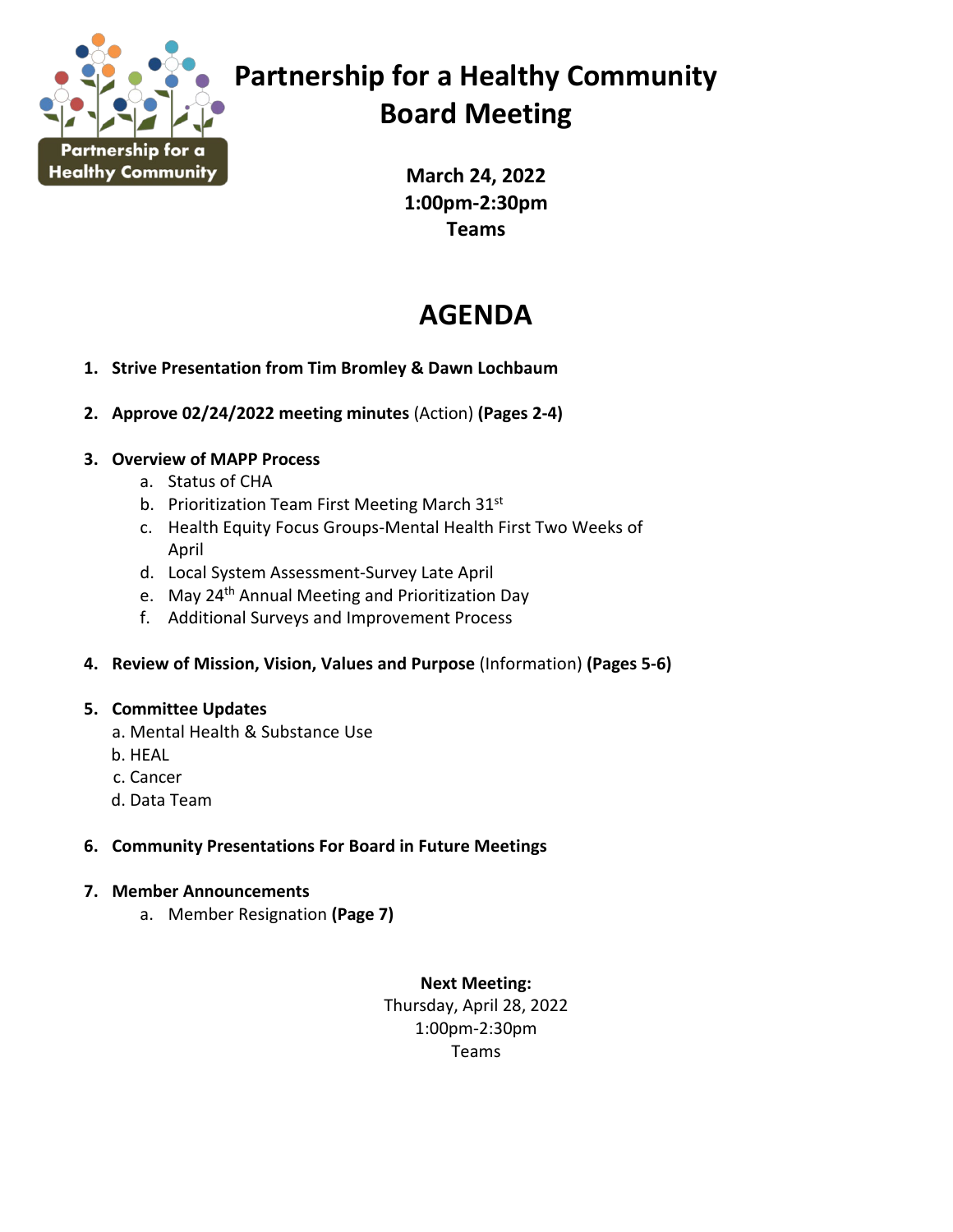# Partnership for a Healthy Community Board Meeting

**March 24, 2022**
**1:00pm-2:30pm**
**Teams**

## AGENDA

1. **Strive Presentation from Tim Bromley & Dawn Lochbaum**

2. **Approve 02/24/2022 meeting minutes** (Action) **(Pages 2-4)**

3. **Overview of MAPP Process**
   a. Status of CHA
   b. Prioritization Team First Meeting March 31st
   c. Health Equity Focus Groups-Mental Health First Two Weeks of April
   d. Local System Assessment-Survey Late April
   e. May 24th Annual Meeting and Prioritization Day
   f. Additional Surveys and Improvement Process

4. **Review of Mission, Vision, Values and Purpose** (Information) **(Pages 5-6)**

5. **Committee Updates**
   a. Mental Health & Substance Use
   b. HEAL
   c. Cancer
   d. Data Team

6. **Community Presentations For Board in Future Meetings**

7. **Member Announcements**
   a. Member Resignation **(Page 7)**

**Next Meeting:**
Thursday, April 28, 2022
1:00pm-2:30pm
Teams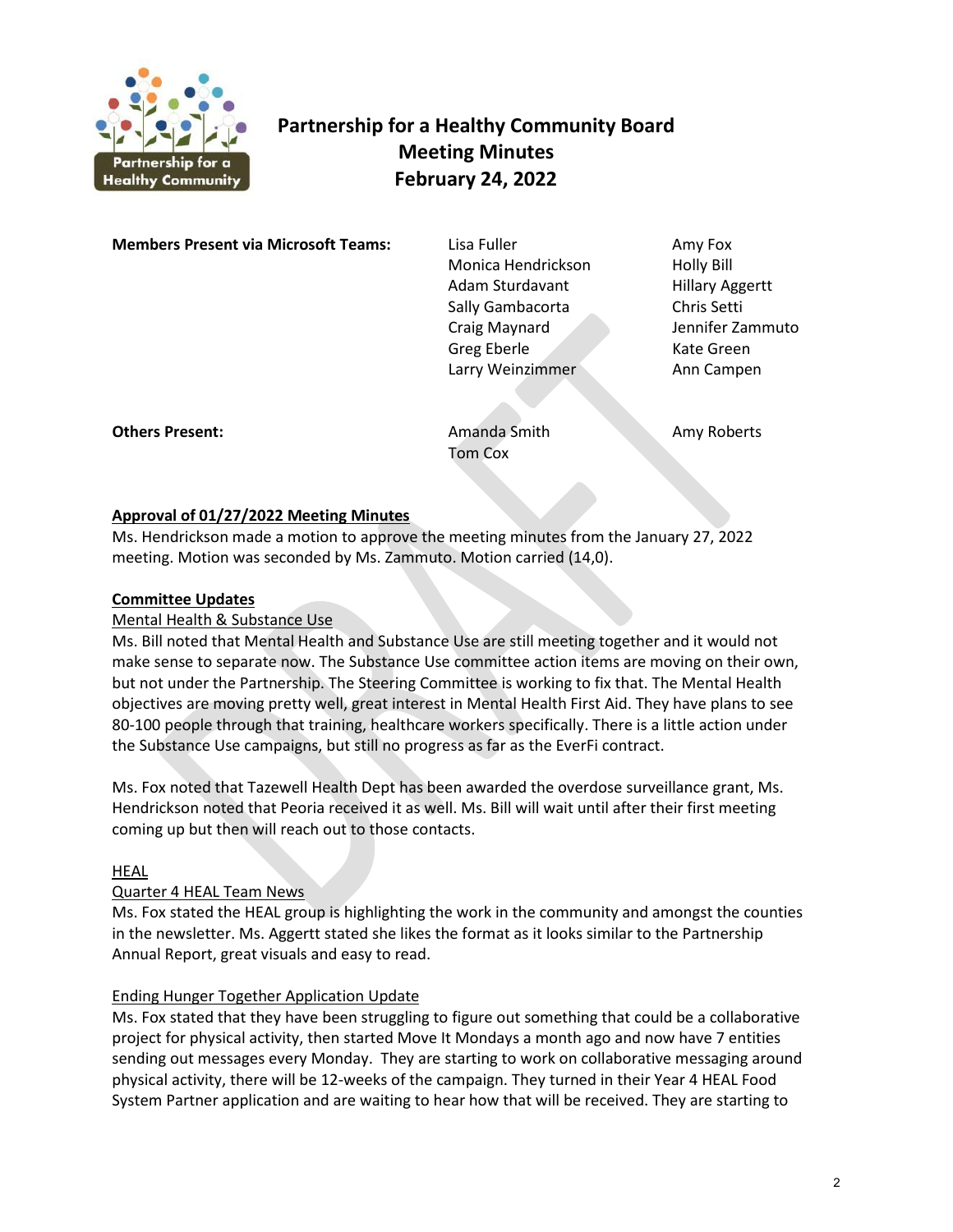# Partnership for a Healthy Community Board Meeting Minutes February 24, 2022

| **Members Present via Microsoft Teams:** | Lisa Fuller | Amy Fox |
|---|---|---|
| | Monica Hendrickson | Holly Bill |
| | Adam Sturdavant | Hillary Aggertt |
| | Sally Gambacorta | Chris Setti |
| | Craig Maynard | Jennifer Zammuto |
| | Greg Eberle | Kate Green |
| | Larry Weinzimmer | Ann Campen |
| **Others Present:** | Amanda Smith | Amy Roberts |
| | Tom Cox | |

**Approval of 01/27/2022 Meeting Minutes**

Ms. Hendrickson made a motion to approve the meeting minutes from the January 27, 2022 meeting. Motion was seconded by Ms. Zammuto. Motion carried (14,0).

**Committee Updates**

Mental Health & Substance Use

Ms. Bill noted that Mental Health and Substance Use are still meeting together and it would not make sense to separate now. The Substance Use committee action items are moving on their own, but not under the Partnership. The Steering Committee is working to fix that. The Mental Health objectives are moving pretty well, great interest in Mental Health First Aid. They have plans to see 80-100 people through that training, healthcare workers specifically. There is a little action under the Substance Use campaigns, but still no progress as far as the EverFi contract.

Ms. Fox noted that Tazewell Health Dept has been awarded the overdose surveillance grant, Ms. Hendrickson noted that Peoria received it as well. Ms. Bill will wait until after their first meeting coming up but then will reach out to those contacts.

HEAL

Quarter 4 HEAL Team News

Ms. Fox stated the HEAL group is highlighting the work in the community and amongst the counties in the newsletter. Ms. Aggertt stated she likes the format as it looks similar to the Partnership Annual Report, great visuals and easy to read.

Ending Hunger Together Application Update

Ms. Fox stated that they have been struggling to figure out something that could be a collaborative project for physical activity, then started Move It Mondays a month ago and now have 7 entities sending out messages every Monday. They are starting to work on collaborative messaging around physical activity, there will be 12-weeks of the campaign. They turned in their Year 4 HEAL Food System Partner application and are waiting to hear how that will be received. They are starting to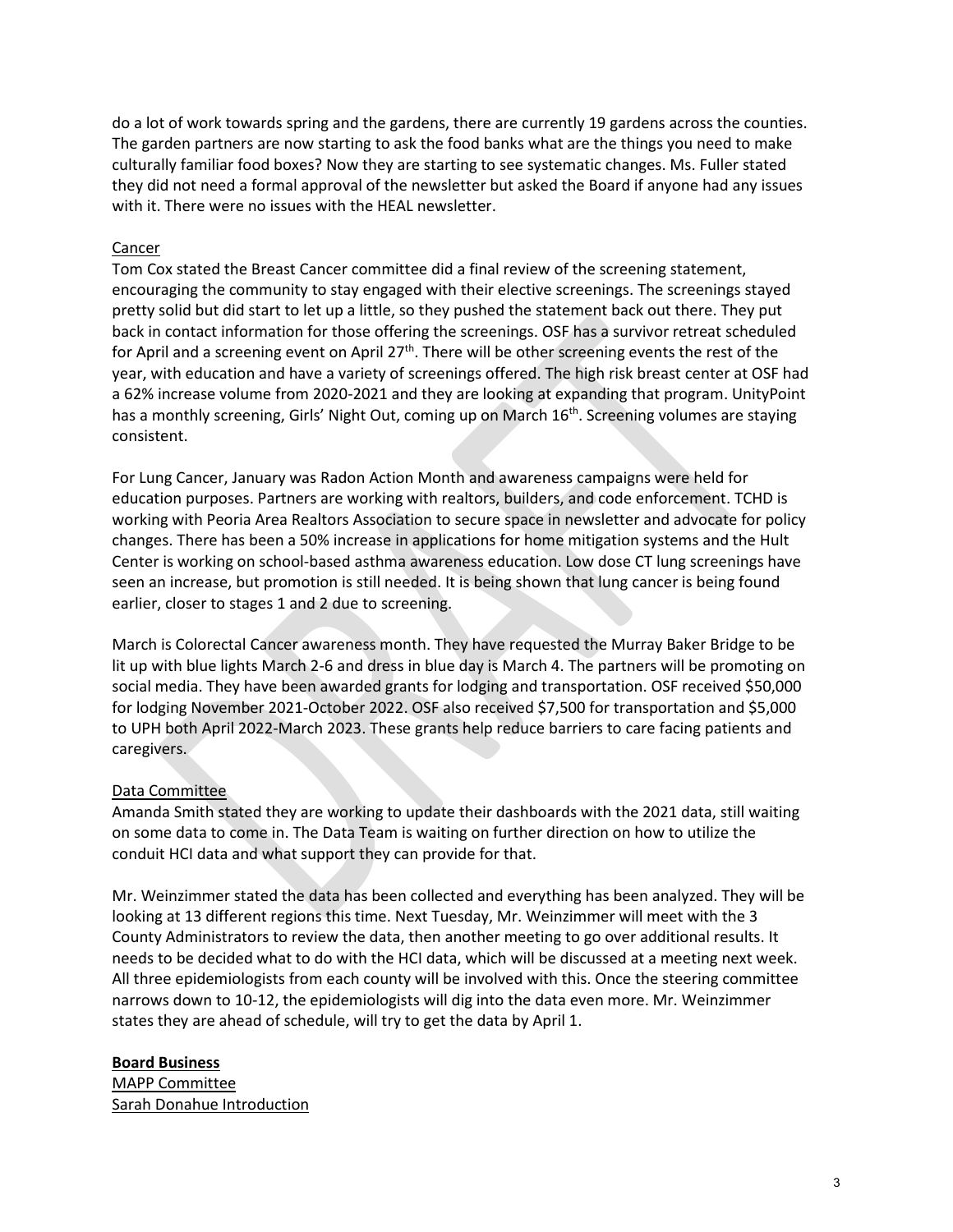do a lot of work towards spring and the gardens, there are currently 19 gardens across the counties. The garden partners are now starting to ask the food banks what are the things you need to make culturally familiar food boxes? Now they are starting to see systematic changes. Ms. Fuller stated they did not need a formal approval of the newsletter but asked the Board if anyone had any issues with it. There were no issues with the HEAL newsletter.

<u>Cancer</u>

Tom Cox stated the Breast Cancer committee did a final review of the screening statement, encouraging the community to stay engaged with their elective screenings. The screenings stayed pretty solid but did start to let up a little, so they pushed the statement back out there. They put back in contact information for those offering the screenings. OSF has a survivor retreat scheduled for April and a screening event on April 27th. There will be other screening events the rest of the year, with education and have a variety of screenings offered. The high risk breast center at OSF had a 62% increase volume from 2020-2021 and they are looking at expanding that program. UnityPoint has a monthly screening, Girls' Night Out, coming up on March 16th. Screening volumes are staying consistent.

For Lung Cancer, January was Radon Action Month and awareness campaigns were held for education purposes. Partners are working with realtors, builders, and code enforcement. TCHD is working with Peoria Area Realtors Association to secure space in newsletter and advocate for policy changes. There has been a 50% increase in applications for home mitigation systems and the Hult Center is working on school-based asthma awareness education. Low dose CT lung screenings have seen an increase, but promotion is still needed. It is being shown that lung cancer is being found earlier, closer to stages 1 and 2 due to screening.

March is Colorectal Cancer awareness month. They have requested the Murray Baker Bridge to be lit up with blue lights March 2-6 and dress in blue day is March 4. The partners will be promoting on social media. They have been awarded grants for lodging and transportation. OSF received $50,000 for lodging November 2021-October 2022. OSF also received $7,500 for transportation and $5,000 to UPH both April 2022-March 2023. These grants help reduce barriers to care facing patients and caregivers.

<u>Data Committee</u>

Amanda Smith stated they are working to update their dashboards with the 2021 data, still waiting on some data to come in. The Data Team is waiting on further direction on how to utilize the conduit HCI data and what support they can provide for that.

Mr. Weinzimmer stated the data has been collected and everything has been analyzed. They will be looking at 13 different regions this time. Next Tuesday, Mr. Weinzimmer will meet with the 3 County Administrators to review the data, then another meeting to go over additional results. It needs to be decided what to do with the HCI data, which will be discussed at a meeting next week. All three epidemiologists from each county will be involved with this. Once the steering committee narrows down to 10-12, the epidemiologists will dig into the data even more. Mr. Weinzimmer states they are ahead of schedule, will try to get the data by April 1.

**Board Business**

<u>MAPP Committee</u>

<u>Sarah Donahue Introduction</u>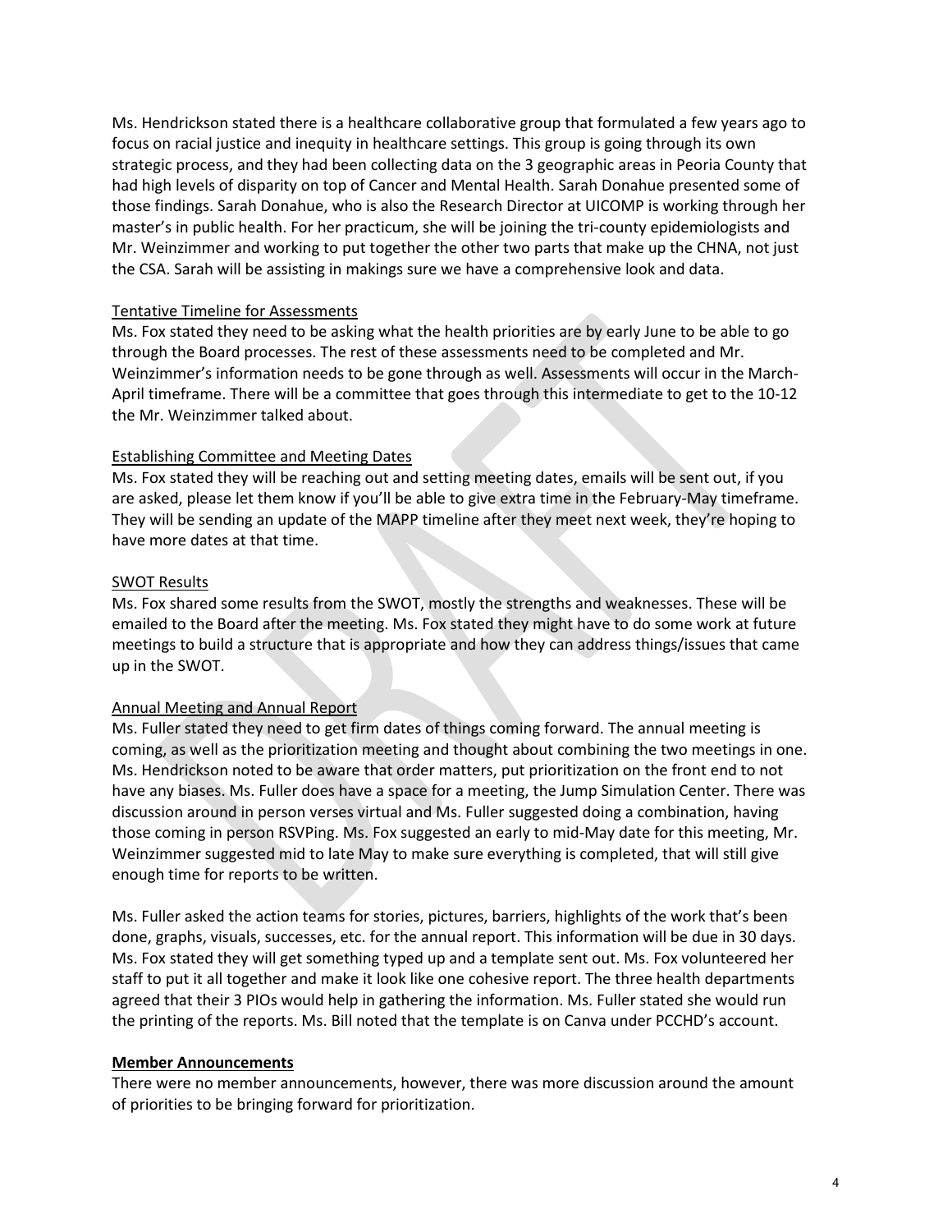Ms. Hendrickson stated there is a healthcare collaborative group that formulated a few years ago to focus on racial justice and inequity in healthcare settings. This group is going through its own strategic process, and they had been collecting data on the 3 geographic areas in Peoria County that had high levels of disparity on top of Cancer and Mental Health. Sarah Donahue presented some of those findings. Sarah Donahue, who is also the Research Director at UICOMP is working through her master's in public health. For her practicum, she will be joining the tri-county epidemiologists and Mr. Weinzimmer and working to put together the other two parts that make up the CHNA, not just the CSA. Sarah will be assisting in makings sure we have a comprehensive look and data.

<u>Tentative Timeline for Assessments</u>

Ms. Fox stated they need to be asking what the health priorities are by early June to be able to go through the Board processes. The rest of these assessments need to be completed and Mr. Weinzimmer's information needs to be gone through as well. Assessments will occur in the March-April timeframe. There will be a committee that goes through this intermediate to get to the 10-12 the Mr. Weinzimmer talked about.

<u>Establishing Committee and Meeting Dates</u>

Ms. Fox stated they will be reaching out and setting meeting dates, emails will be sent out, if you are asked, please let them know if you'll be able to give extra time in the February-May timeframe. They will be sending an update of the MAPP timeline after they meet next week, they're hoping to have more dates at that time.

<u>SWOT Results</u>

Ms. Fox shared some results from the SWOT, mostly the strengths and weaknesses. These will be emailed to the Board after the meeting. Ms. Fox stated they might have to do some work at future meetings to build a structure that is appropriate and how they can address things/issues that came up in the SWOT.

<u>Annual Meeting and Annual Report</u>

Ms. Fuller stated they need to get firm dates of things coming forward. The annual meeting is coming, as well as the prioritization meeting and thought about combining the two meetings in one. Ms. Hendrickson noted to be aware that order matters, put prioritization on the front end to not have any biases. Ms. Fuller does have a space for a meeting, the Jump Simulation Center. There was discussion around in person verses virtual and Ms. Fuller suggested doing a combination, having those coming in person RSVPing. Ms. Fox suggested an early to mid-May date for this meeting, Mr. Weinzimmer suggested mid to late May to make sure everything is completed, that will still give enough time for reports to be written.

Ms. Fuller asked the action teams for stories, pictures, barriers, highlights of the work that's been done, graphs, visuals, successes, etc. for the annual report. This information will be due in 30 days. Ms. Fox stated they will get something typed up and a template sent out. Ms. Fox volunteered her staff to put it all together and make it look like one cohesive report. The three health departments agreed that their 3 PIOs would help in gathering the information. Ms. Fuller stated she would run the printing of the reports. Ms. Bill noted that the template is on Canva under PCCHD's account.

**<u>Member Announcements</u>**

There were no member announcements, however, there was more discussion around the amount of priorities to be bringing forward for prioritization.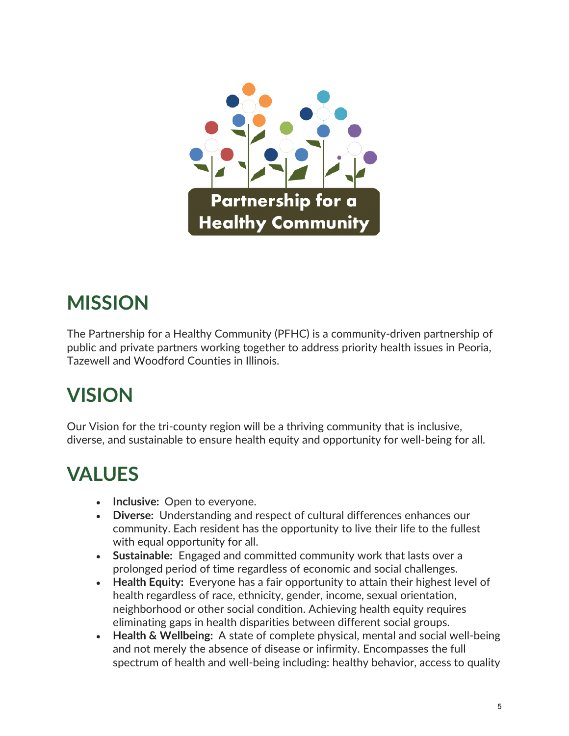Partnership for a Healthy Community

## MISSION

The Partnership for a Healthy Community (PFHC) is a community-driven partnership of public and private partners working together to address priority health issues in Peoria, Tazewell and Woodford Counties in Illinois.

## VISION

Our Vision for the tri-county region will be a thriving community that is inclusive, diverse, and sustainable to ensure health equity and opportunity for well-being for all.

## VALUES

- **Inclusive:** Open to everyone.
- **Diverse:** Understanding and respect of cultural differences enhances our community. Each resident has the opportunity to live their life to the fullest with equal opportunity for all.
- **Sustainable:** Engaged and committed community work that lasts over a prolonged period of time regardless of economic and social challenges.
- **Health Equity:** Everyone has a fair opportunity to attain their highest level of health regardless of race, ethnicity, gender, income, sexual orientation, neighborhood or other social condition. Achieving health equity requires eliminating gaps in health disparities between different social groups.
- **Health & Wellbeing:** A state of complete physical, mental and social well-being and not merely the absence of disease or infirmity. Encompasses the full spectrum of health and well-being including: healthy behavior, access to quality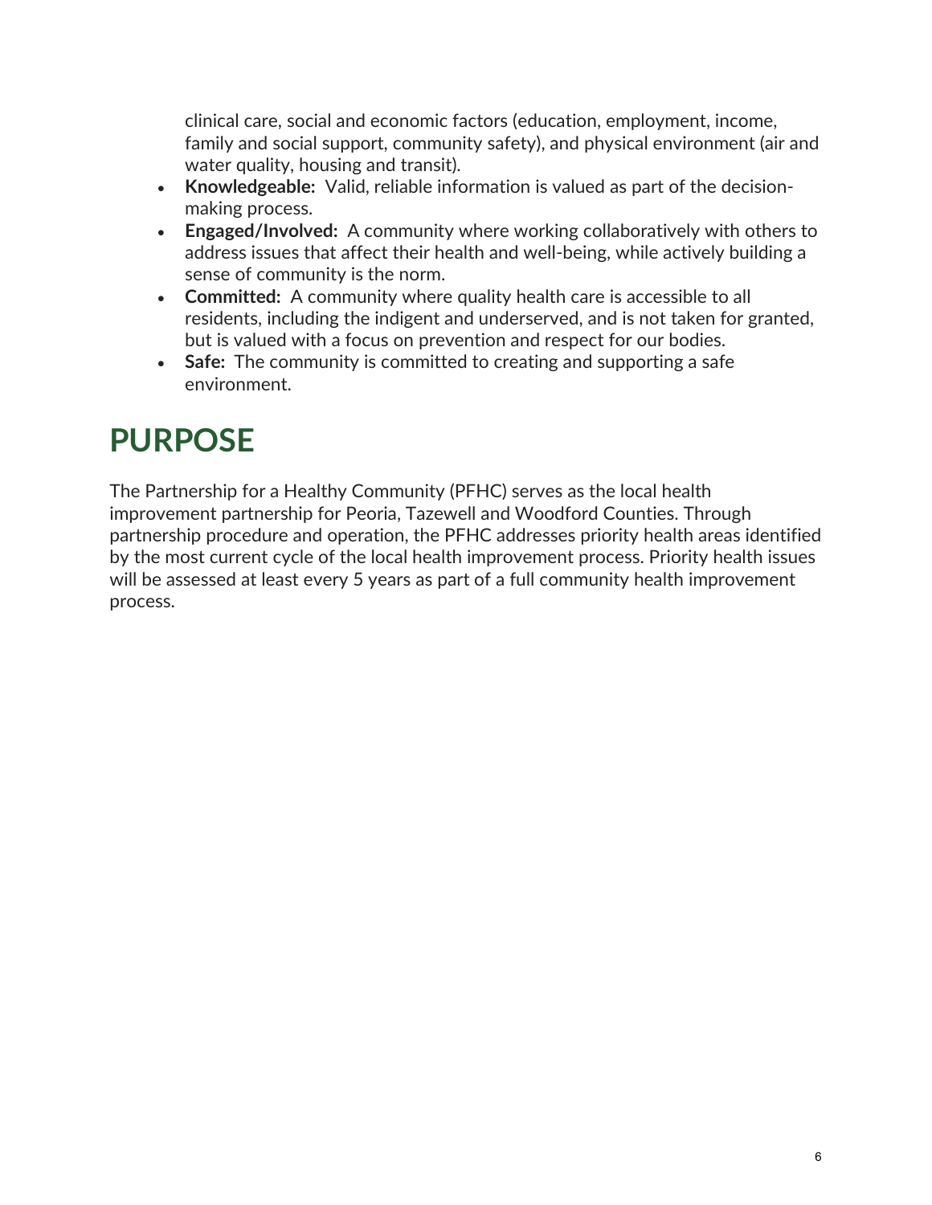clinical care, social and economic factors (education, employment, income, family and social support, community safety), and physical environment (air and water quality, housing and transit).

- **Knowledgeable:** Valid, reliable information is valued as part of the decision-making process.
- **Engaged/Involved:** A community where working collaboratively with others to address issues that affect their health and well-being, while actively building a sense of community is the norm.
- **Committed:** A community where quality health care is accessible to all residents, including the indigent and underserved, and is not taken for granted, but is valued with a focus on prevention and respect for our bodies.
- **Safe:** The community is committed to creating and supporting a safe environment.

# PURPOSE

The Partnership for a Healthy Community (PFHC) serves as the local health improvement partnership for Peoria, Tazewell and Woodford Counties. Through partnership procedure and operation, the PFHC addresses priority health areas identified by the most current cycle of the local health improvement process. Priority health issues will be assessed at least every 5 years as part of a full community health improvement process.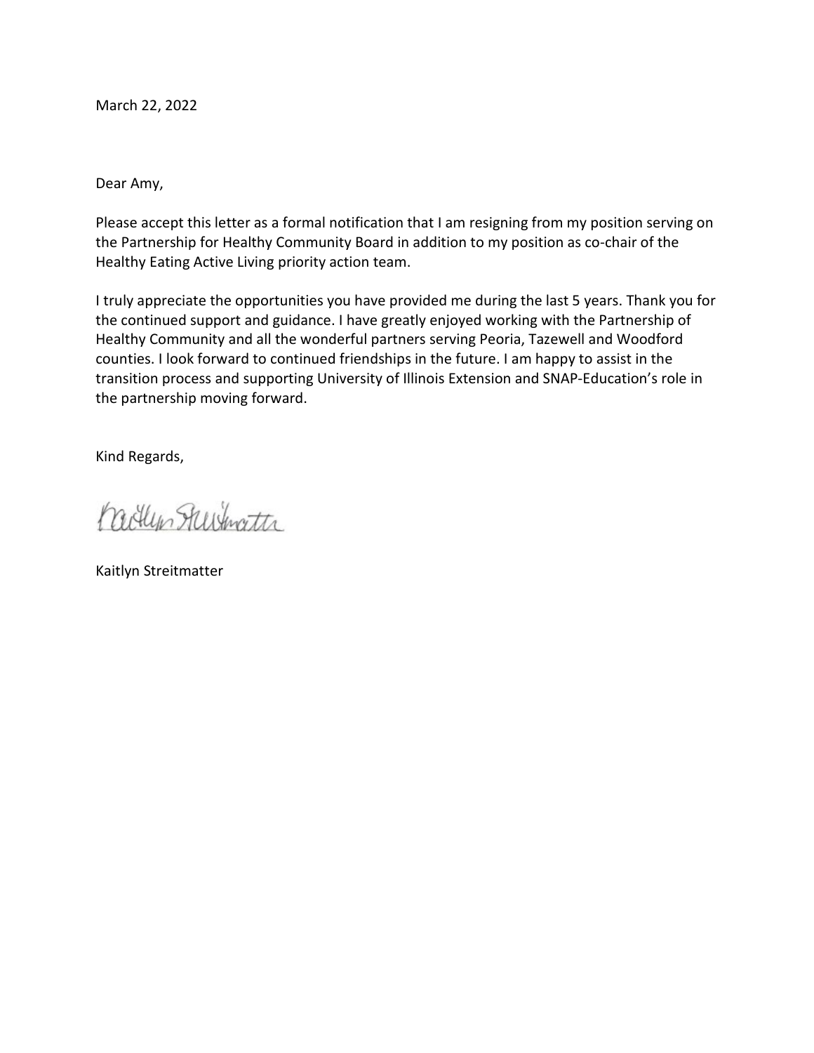March 22, 2022

Dear Amy,

Please accept this letter as a formal notification that I am resigning from my position serving on the Partnership for Healthy Community Board in addition to my position as co-chair of the Healthy Eating Active Living priority action team.

I truly appreciate the opportunities you have provided me during the last 5 years. Thank you for the continued support and guidance. I have greatly enjoyed working with the Partnership of Healthy Community and all the wonderful partners serving Peoria, Tazewell and Woodford counties. I look forward to continued friendships in the future. I am happy to assist in the transition process and supporting University of Illinois Extension and SNAP-Education's role in the partnership moving forward.

Kind Regards,

Kaitlyn Streitmatter